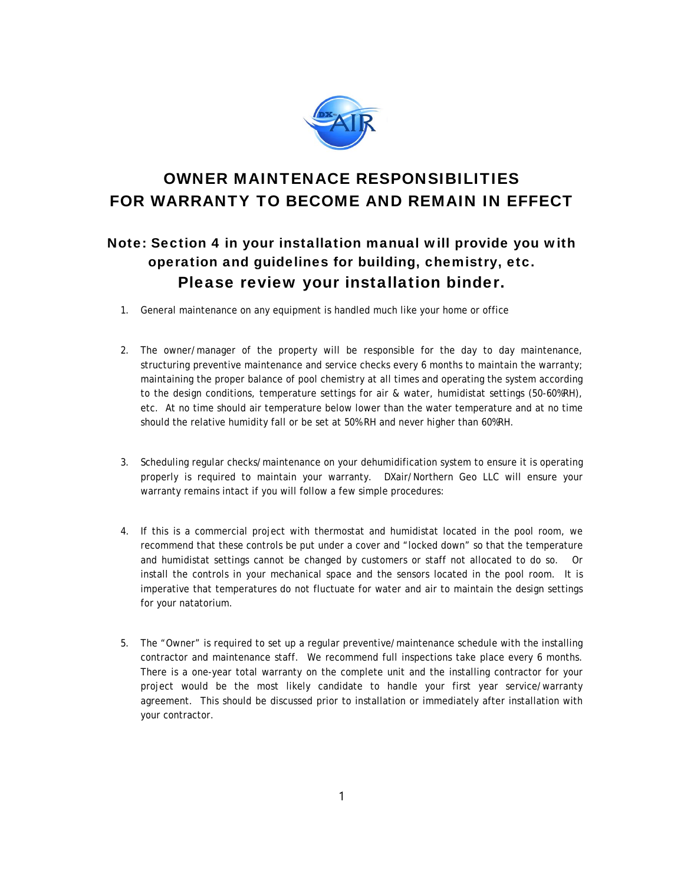# OWNER MAINTENACE RESPONSIBILITIES FOR WARRANTY TO BECOME AND REMAIN IN EFFECT

## Note: Section 4 in your installation manual will provide you with operation and guidelines for building, chemistry, etc. Please review your installation binder.

1. General maintenance on any equipment is handled much like your home or office

2. The owner/manager of the property will be responsible for the day to day maintenance, structuring preventive maintenance and service checks every 6 months to maintain the warranty; maintaining the proper balance of pool chemistry at all times and operating the system according to the design conditions, temperature settings for air & water, humidistat settings (50-60%RH), etc. At no time should air temperature below lower than the water temperature and at no time should the relative humidity fall or be set at 50% RH and never higher than 60%RH.

3. Scheduling regular checks/maintenance on your dehumidification system to ensure it is operating properly is required to maintain your warranty. DXair/Northern Geo LLC will ensure your warranty remains intact if you will follow a few simple procedures:

4. If this is a commercial project with thermostat and humidistat located in the pool room, we recommend that these controls be put under a cover and "locked down" so that the temperature and humidistat settings cannot be changed by customers or staff not allocated to do so. Or install the controls in your mechanical space and the sensors located in the pool room. It is imperative that temperatures do not fluctuate for water and air to maintain the design settings for your natatorium.

5. The "Owner" is required to set up a regular preventive/maintenance schedule with the installing contractor and maintenance staff. We recommend full inspections take place every 6 months. There is a one-year total warranty on the complete unit and the installing contractor for your project would be the most likely candidate to handle your first year service/warranty agreement. This should be discussed prior to installation or immediately after installation with your contractor.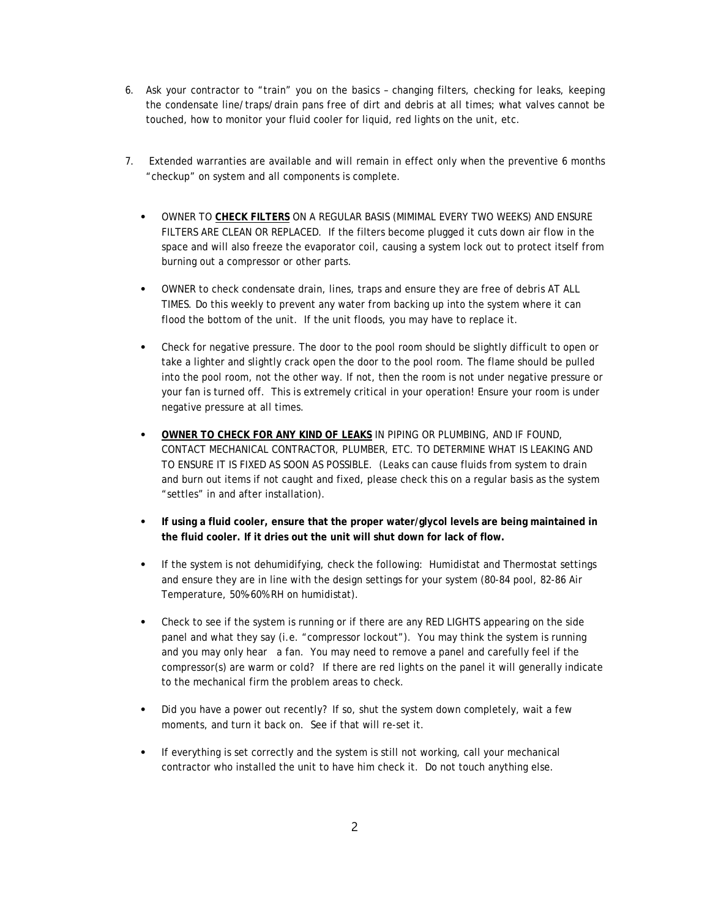6. Ask your contractor to "train" you on the basics – changing filters, checking for leaks, keeping the condensate line/traps/drain pans free of dirt and debris at all times; what valves cannot be touched, how to monitor your fluid cooler for liquid, red lights on the unit, etc.

7. Extended warranties are available and will remain in effect only when the preventive 6 months "checkup" on system and all components is complete.

- OWNER TO **CHECK FILTERS** ON A REGULAR BASIS (MIMIMAL EVERY TWO WEEKS) AND ENSURE FILTERS ARE CLEAN OR REPLACED. If the filters become plugged it cuts down air flow in the space and will also freeze the evaporator coil, causing a system lock out to protect itself from burning out a compressor or other parts.

- OWNER to check condensate drain, lines, traps and ensure they are free of debris AT ALL TIMES. Do this weekly to prevent any water from backing up into the system where it can flood the bottom of the unit. If the unit floods, you may have to replace it.

- Check for negative pressure. The door to the pool room should be slightly difficult to open or take a lighter and slightly crack open the door to the pool room. The flame should be pulled into the pool room, not the other way. If not, then the room is not under negative pressure or your fan is turned off. This is extremely critical in your operation! Ensure your room is under negative pressure at all times.

- **OWNER TO CHECK FOR ANY KIND OF LEAKS** IN PIPING OR PLUMBING, AND IF FOUND, CONTACT MECHANICAL CONTRACTOR, PLUMBER, ETC. TO DETERMINE WHAT IS LEAKING AND TO ENSURE IT IS FIXED AS SOON AS POSSIBLE. (Leaks can cause fluids from system to drain and burn out items if not caught and fixed, please check this on a regular basis as the system "settles" in and after installation).

- **If using a fluid cooler, ensure that the proper water/glycol levels are being maintained in the fluid cooler. If it dries out the unit will shut down for lack of flow.**

- If the system is not dehumidifying, check the following: Humidistat and Thermostat settings and ensure they are in line with the design settings for your system (80-84 pool, 82-86 Air Temperature, 50%-60% RH on humidistat).

- Check to see if the system is running or if there are any RED LIGHTS appearing on the side panel and what they say (i.e. "compressor lockout"). You may think the system is running and you may only hear a fan. You may need to remove a panel and carefully feel if the compressor(s) are warm or cold? If there are red lights on the panel it will generally indicate to the mechanical firm the problem areas to check.

- Did you have a power out recently? If so, shut the system down completely, wait a few moments, and turn it back on. See if that will re-set it.

- If everything is set correctly and the system is still not working, call your mechanical contractor who installed the unit to have him check it. Do not touch anything else.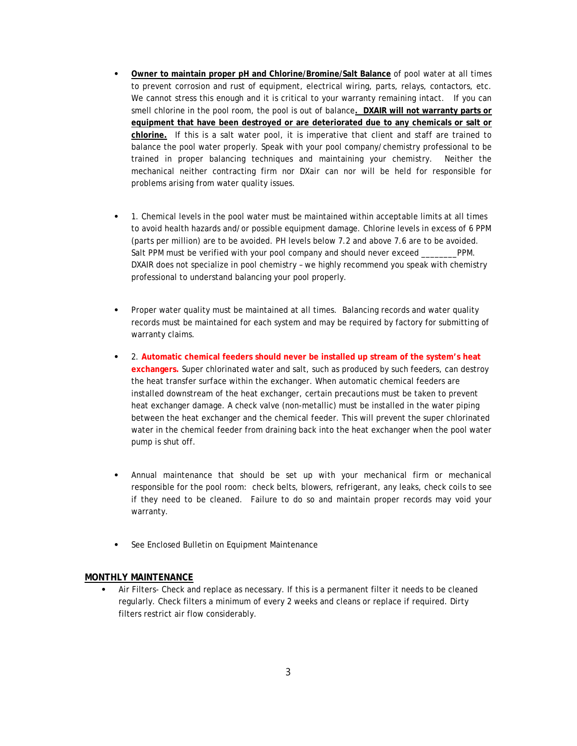- **Owner to maintain proper pH and Chlorine/Bromine/Salt Balance** of pool water at all times to prevent corrosion and rust of equipment, electrical wiring, parts, relays, contactors, etc. We cannot stress this enough and it is critical to your warranty remaining intact. If you can smell chlorine in the pool room, the pool is out of balance**. DXAIR will not warranty parts or equipment that have been destroyed or are deteriorated due to any chemicals or salt or chlorine.** If this is a salt water pool, it is imperative that client and staff are trained to balance the pool water properly. Speak with your pool company/chemistry professional to be trained in proper balancing techniques and maintaining your chemistry. Neither the mechanical neither contracting firm nor DXair can nor will be held for responsible for problems arising from water quality issues.

- 1. Chemical levels in the pool water must be maintained within acceptable limits at all times to avoid health hazards and/or possible equipment damage. Chlorine levels in excess of 6 PPM (parts per million) are to be avoided. PH levels below 7.2 and above 7.6 are to be avoided. Salt PPM must be verified with your pool company and should never exceed ________PPM. DXAIR does not specialize in pool chemistry – we highly recommend you speak with chemistry professional to understand balancing your pool properly.

- Proper water quality must be maintained at all times. Balancing records and water quality records must be maintained for each system and may be required by factory for submitting of warranty claims.

- 2. **Automatic chemical feeders should never be installed up stream of the system's heat exchangers.** Super chlorinated water and salt, such as produced by such feeders, can destroy the heat transfer surface within the exchanger. When automatic chemical feeders are installed downstream of the heat exchanger, certain precautions must be taken to prevent heat exchanger damage. A check valve (non-metallic) must be installed in the water piping between the heat exchanger and the chemical feeder. This will prevent the super chlorinated water in the chemical feeder from draining back into the heat exchanger when the pool water pump is shut off.

- Annual maintenance that should be set up with your mechanical firm or mechanical responsible for the pool room: check belts, blowers, refrigerant, any leaks, check coils to see if they need to be cleaned. Failure to do so and maintain proper records may void your warranty.

- See Enclosed Bulletin on Equipment Maintenance

**MONTHLY MAINTENANCE**

- Air Filters- Check and replace as necessary. If this is a permanent filter it needs to be cleaned regularly. Check filters a minimum of every 2 weeks and cleans or replace if required. Dirty filters restrict air flow considerably.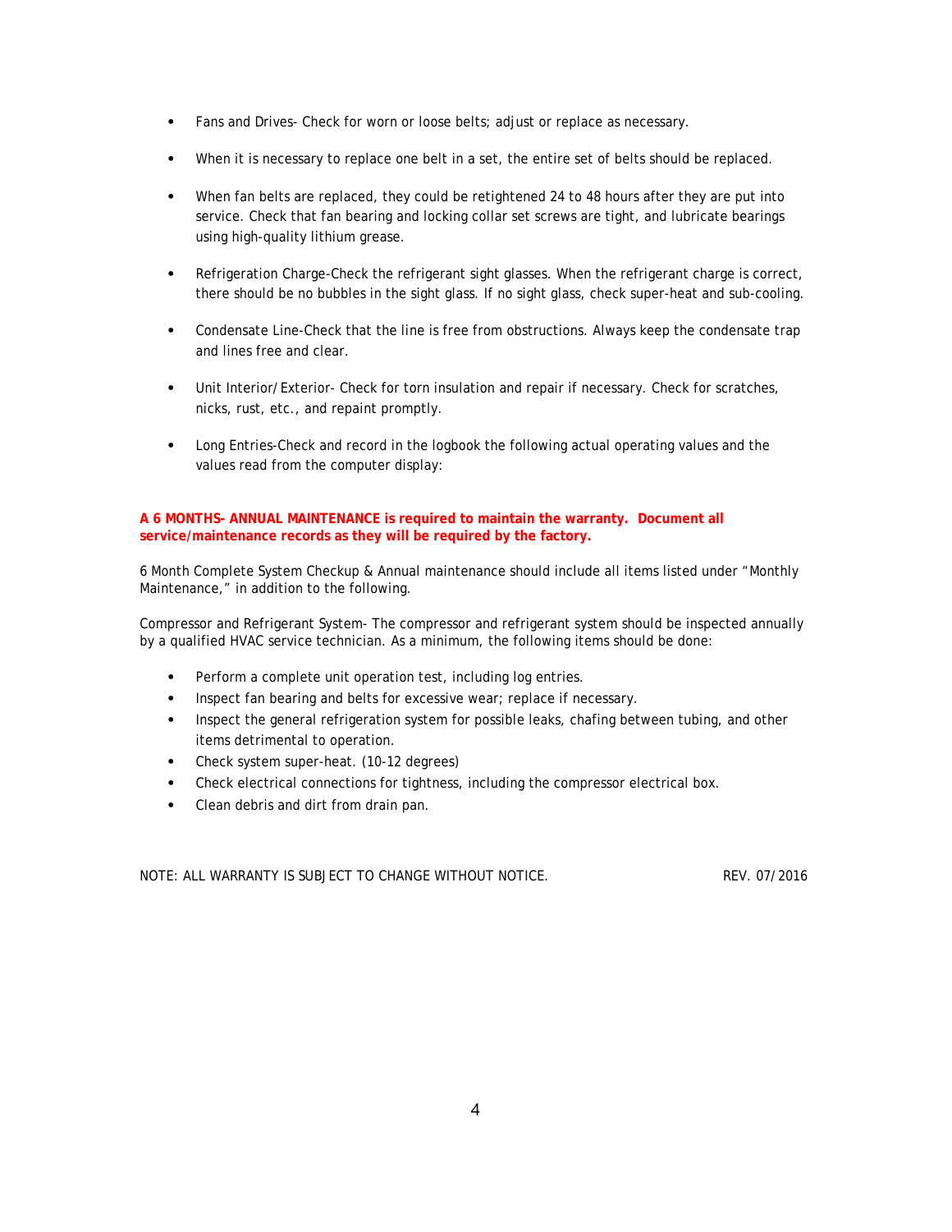- Fans and Drives- Check for worn or loose belts; adjust or replace as necessary.

- When it is necessary to replace one belt in a set, the entire set of belts should be replaced.

- When fan belts are replaced, they could be retightened 24 to 48 hours after they are put into service. Check that fan bearing and locking collar set screws are tight, and lubricate bearings using high-quality lithium grease.

- Refrigeration Charge-Check the refrigerant sight glasses. When the refrigerant charge is correct, there should be no bubbles in the sight glass. If no sight glass, check super-heat and sub-cooling.

- Condensate Line-Check that the line is free from obstructions. Always keep the condensate trap and lines free and clear.

- Unit Interior/Exterior- Check for torn insulation and repair if necessary. Check for scratches, nicks, rust, etc., and repaint promptly.

- Long Entries-Check and record in the logbook the following actual operating values and the values read from the computer display:

**A 6 MONTHS- ANNUAL MAINTENANCE is required to maintain the warranty. Document all service/maintenance records as they will be required by the factory.**

6 Month Complete System Checkup & Annual maintenance should include all items listed under "Monthly Maintenance," in addition to the following.

Compressor and Refrigerant System- The compressor and refrigerant system should be inspected annually by a qualified HVAC service technician. As a minimum, the following items should be done:

- Perform a complete unit operation test, including log entries.
- Inspect fan bearing and belts for excessive wear; replace if necessary.
- Inspect the general refrigeration system for possible leaks, chafing between tubing, and other items detrimental to operation.
- Check system super-heat. (10-12 degrees)
- Check electrical connections for tightness, including the compressor electrical box.
- Clean debris and dirt from drain pan.

NOTE: ALL WARRANTY IS SUBJECT TO CHANGE WITHOUT NOTICE. REV. 07/2016